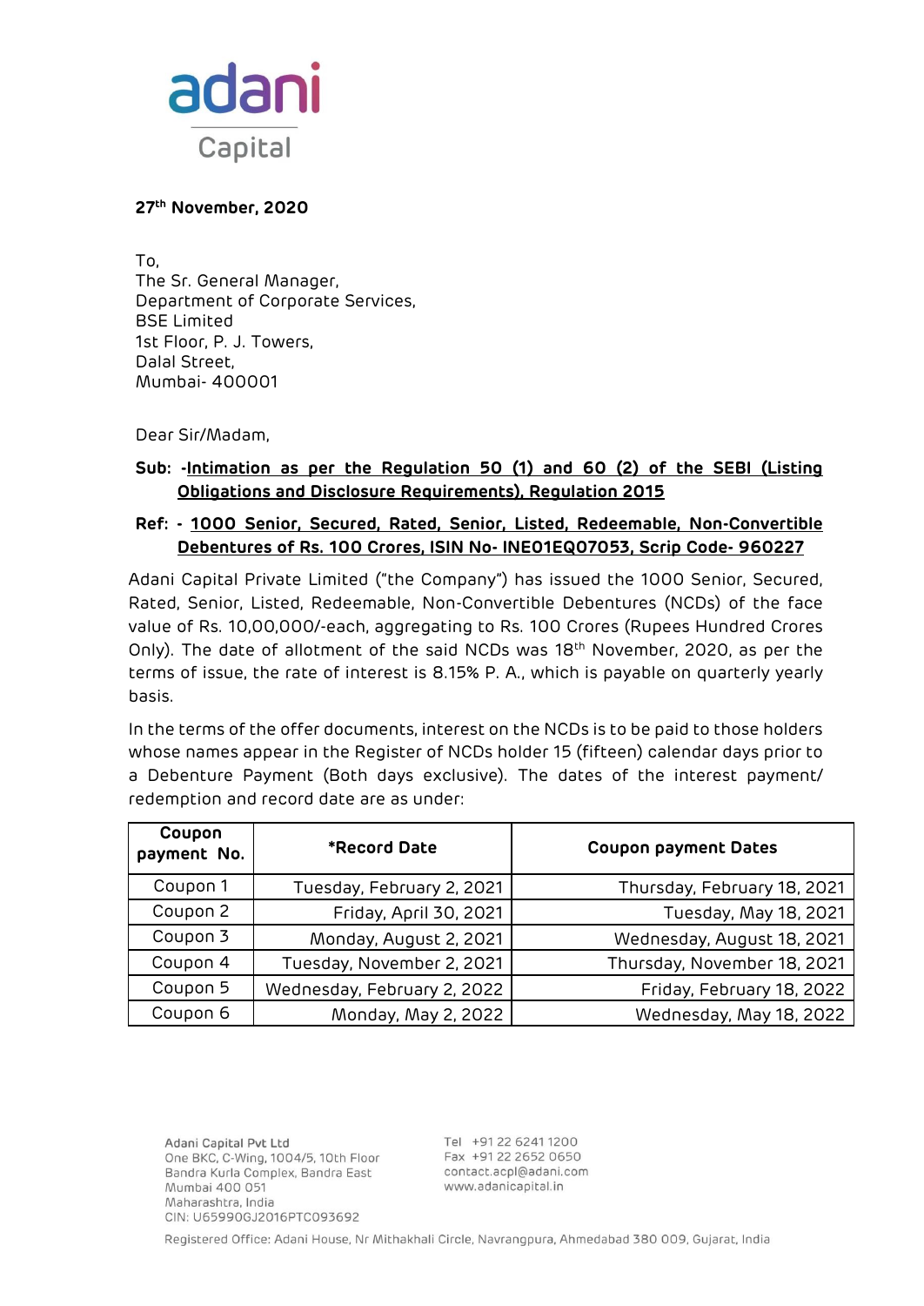adani
Capital

**27th November, 2020**

To,
The Sr. General Manager,
Department of Corporate Services,
BSE Limited
1st Floor, P. J. Towers,
Dalal Street,
Mumbai- 400001

Dear Sir/Madam,

**Sub: -Intimation as per the Regulation 50 (1) and 60 (2) of the SEBI (Listing Obligations and Disclosure Requirements), Regulation 2015**

**Ref: - 1000 Senior, Secured, Rated, Senior, Listed, Redeemable, Non-Convertible Debentures of Rs. 100 Crores, ISIN No- INE01EQ07053, Scrip Code- 960227**

Adani Capital Private Limited ("the Company") has issued the 1000 Senior, Secured, Rated, Senior, Listed, Redeemable, Non-Convertible Debentures (NCDs) of the face value of Rs. 10,00,000/-each, aggregating to Rs. 100 Crores (Rupees Hundred Crores Only). The date of allotment of the said NCDs was 18th November, 2020, as per the terms of issue, the rate of interest is 8.15% P. A., which is payable on quarterly yearly basis.

In the terms of the offer documents, interest on the NCDs is to be paid to those holders whose names appear in the Register of NCDs holder 15 (fifteen) calendar days prior to a Debenture Payment (Both days exclusive). The dates of the interest payment/ redemption and record date are as under:

| Coupon payment No. | *Record Date | Coupon payment Dates |
|---|---|---|
| Coupon 1 | Tuesday, February 2, 2021 | Thursday, February 18, 2021 |
| Coupon 2 | Friday, April 30, 2021 | Tuesday, May 18, 2021 |
| Coupon 3 | Monday, August 2, 2021 | Wednesday, August 18, 2021 |
| Coupon 4 | Tuesday, November 2, 2021 | Thursday, November 18, 2021 |
| Coupon 5 | Wednesday, February 2, 2022 | Friday, February 18, 2022 |
| Coupon 6 | Monday, May 2, 2022 | Wednesday, May 18, 2022 |

Adani Capital Pvt Ltd
One BKC, C-Wing, 1004/5, 10th Floor
Bandra Kurla Complex, Bandra East
Mumbai 400 051
Maharashtra, India
CIN: U65990GJ2016PTC093692

Tel +91 22 6241 1200
Fax +91 22 2652 0650
contact.acpl@adani.com
www.adanicapital.in

Registered Office: Adani House, Nr Mithakhali Circle, Navrangpura, Ahmedabad 380 009, Gujarat, India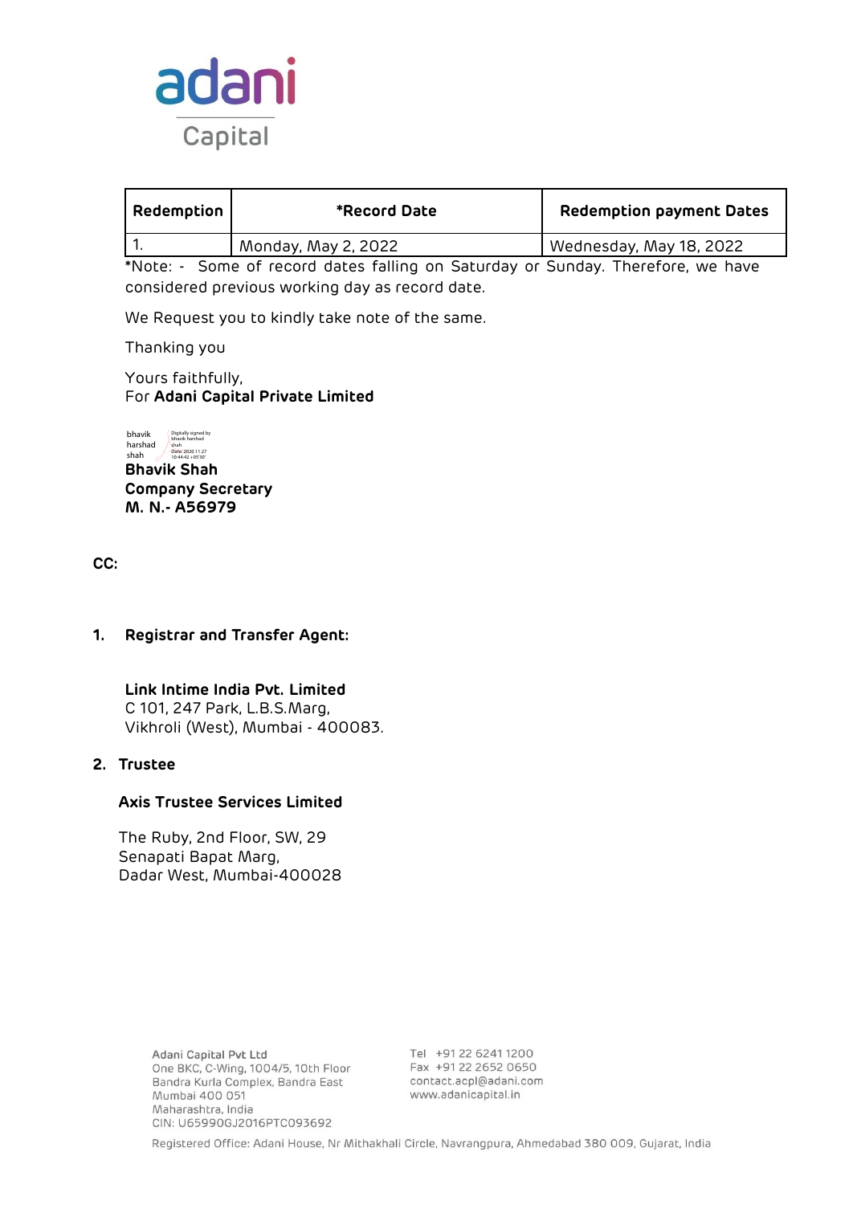| Redemption | *Record Date | Redemption payment Dates |
|---|---|---|
| 1. | Monday, May 2, 2022 | Wednesday, May 18, 2022 |

*Note: - Some of record dates falling on Saturday or Sunday. Therefore, we have considered previous working day as record date.

We Request you to kindly take note of the same.

Thanking you

Yours faithfully,
For **Adani Capital Private Limited**

bhavik harshad shah
Digitally signed by bhavik harshad shah
Date: 2020.11.27 10:44:42 +05'30'

**Bhavik Shah**
**Company Secretary**
**M. N.- A56979**

**CC:**

**1. Registrar and Transfer Agent:**

**Link Intime India Pvt. Limited**
C 101, 247 Park, L.B.S.Marg,
Vikhroli (West), Mumbai - 400083.

**2. Trustee**

**Axis Trustee Services Limited**

The Ruby, 2nd Floor, SW, 29
Senapati Bapat Marg,
Dadar West, Mumbai-400028

Adani Capital Pvt Ltd
One BKC, C-Wing, 1004/5, 10th Floor
Bandra Kurla Complex, Bandra East
Mumbai 400 051
Maharashtra, India
CIN: U65990GJ2016PTC093692

Tel +91 22 6241 1200
Fax +91 22 2652 0650
contact.acpl@adani.com
www.adanicapital.in

Registered Office: Adani House, Nr Mithakhali Circle, Navrangpura, Ahmedabad 380 009, Gujarat, India